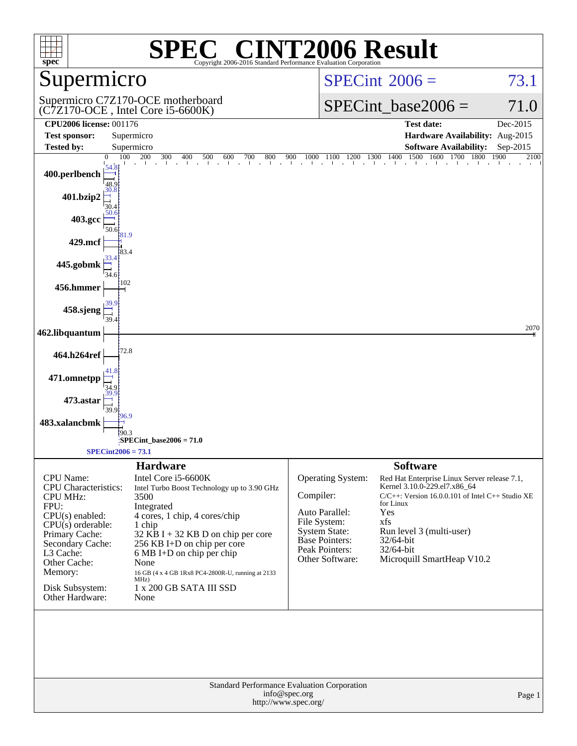# SPEC® CINT2006 Result

Copyright 2006-2016 Standard Performance Evaluation Corporation

## Supermicro

Supermicro C7Z170-OCE motherboard
(C7Z170-OCE , Intel Core i5-6600K)

SPECint 2006 = 73.1

SPECint_base2006 = 71.0

| | | | |
|---|---|---|---|
| **CPU2006 license:** 001176 | | **Test date:** | Dec-2015 |
| **Test sponsor:** | Supermicro | **Hardware Availability:** | Aug-2015 |
| **Tested by:** | Supermicro | **Software Availability:** | Sep-2015 |

| Benchmark | Peak | Base |
|---|---|---|
| 400.perlbench | 54.8 | 48.9 |
| 401.bzip2 | 30.8 | 30.4 |
| 403.gcc | 50.6 | 50.6 |
| 429.mcf | 81.9 | 83.4 |
| 445.gobmk | 33.4 | 34.6 |
| 456.hmmer | 102 | 102 |
| 458.sjeng | 39.9 | 39.4 |
| 462.libquantum | 2070 | 2070 |
| 464.h264ref | 72.8 | 72.8 |
| 471.omnetpp | 41.8 | 34.9 |
| 473.astar | 39.9 | 39.9 |
| 483.xalancbmk | 96.9 | 90.3 |

SPECint_base2006 = 71.0

SPECint2006 = 73.1

## Hardware

| | |
|---|---|
| CPU Name: | Intel Core i5-6600K |
| CPU Characteristics: | Intel Turbo Boost Technology up to 3.90 GHz |
| CPU MHz: | 3500 |
| FPU: | Integrated |
| CPU(s) enabled: | 4 cores, 1 chip, 4 cores/chip |
| CPU(s) orderable: | 1 chip |
| Primary Cache: | 32 KB I + 32 KB D on chip per core |
| Secondary Cache: | 256 KB I+D on chip per core |
| L3 Cache: | 6 MB I+D on chip per chip |
| Other Cache: | None |
| Memory: | 16 GB (4 x 4 GB 1Rx8 PC4-2800R-U, running at 2133 MHz) |
| Disk Subsystem: | 1 x 200 GB SATA III SSD |
| Other Hardware: | None |

## Software

| | |
|---|---|
| Operating System: | Red Hat Enterprise Linux Server release 7.1, Kernel 3.10.0-229.el7.x86_64 |
| Compiler: | C/C++: Version 16.0.0.101 of Intel C++ Studio XE for Linux |
| Auto Parallel: | Yes |
| File System: | xfs |
| System State: | Run level 3 (multi-user) |
| Base Pointers: | 32/64-bit |
| Peak Pointers: | 32/64-bit |
| Other Software: | Microquill SmartHeap V10.2 |

Standard Performance Evaluation Corporation
info@spec.org
http://www.spec.org/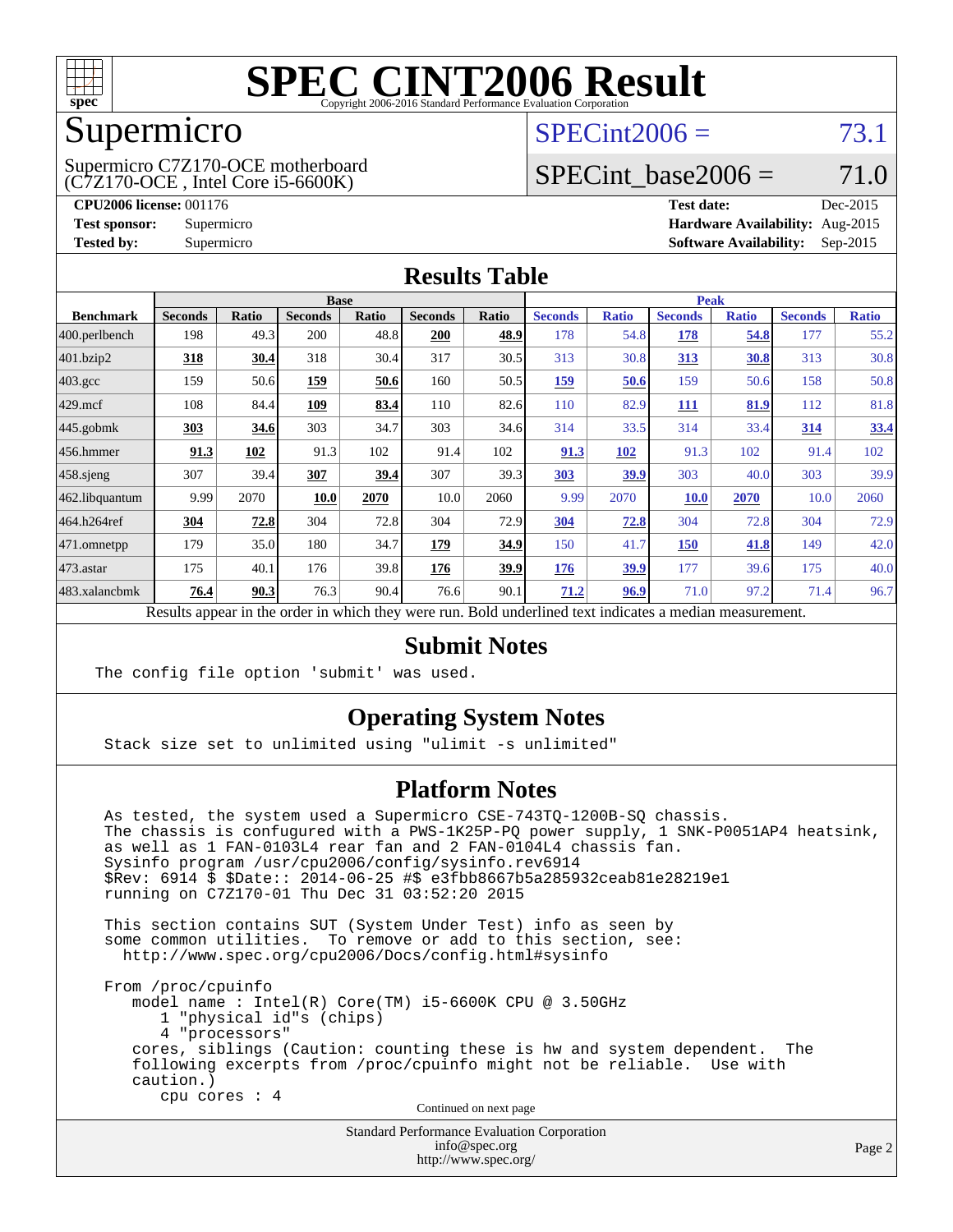# SPEC CINT2006 Result

Copyright 2006-2016 Standard Performance Evaluation Corporation

## Supermicro

Supermicro C7Z170-OCE motherboard
(C7Z170-OCE , Intel Core i5-6600K)

SPECint2006 = 73.1

SPECint_base2006 = 71.0

**CPU2006 license:** 001176
**Test sponsor:** Supermicro
**Tested by:** Supermicro

**Test date:** Dec-2015
**Hardware Availability:** Aug-2015
**Software Availability:** Sep-2015

## Results Table

| Benchmark | Base | | | | | | Peak | | | | | |
|---|---|---|---|---|---|---|---|---|---|---|---|---|
| | Seconds | Ratio | Seconds | Ratio | Seconds | Ratio | Seconds | Ratio | Seconds | Ratio | Seconds | Ratio |
| 400.perlbench | 198 | 49.3 | 200 | 48.8 | **200** | **48.9** | 178 | 54.8 | **178** | **54.8** | 177 | 55.2 |
| 401.bzip2 | **318** | **30.4** | 318 | 30.4 | 317 | 30.5 | 313 | 30.8 | **313** | **30.8** | 313 | 30.8 |
| 403.gcc | 159 | 50.6 | **159** | **50.6** | 160 | 50.5 | **159** | **50.6** | 159 | 50.6 | 158 | 50.8 |
| 429.mcf | 108 | 84.4 | **109** | **83.4** | 110 | 82.6 | 110 | 82.9 | **111** | **81.9** | 112 | 81.8 |
| 445.gobmk | **303** | **34.6** | 303 | 34.7 | 303 | 34.6 | 314 | 33.5 | 314 | 33.4 | **314** | **33.4** |
| 456.hmmer | **91.3** | **102** | 91.3 | 102 | 91.4 | 102 | **91.3** | **102** | 91.3 | 102 | 91.4 | 102 |
| 458.sjeng | 307 | 39.4 | **307** | **39.4** | 307 | 39.3 | **303** | **39.9** | 303 | 40.0 | 303 | 39.9 |
| 462.libquantum | 9.99 | 2070 | **10.0** | **2070** | 10.0 | 2060 | 9.99 | 2070 | **10.0** | **2070** | 10.0 | 2060 |
| 464.h264ref | **304** | **72.8** | 304 | 72.8 | 304 | 72.9 | **304** | **72.8** | 304 | 72.8 | 304 | 72.9 |
| 471.omnetpp | 179 | 35.0 | 180 | 34.7 | **179** | **34.9** | 150 | 41.7 | **150** | **41.8** | 149 | 42.0 |
| 473.astar | 175 | 40.1 | 176 | 39.8 | **176** | **39.9** | **176** | **39.9** | 177 | 39.6 | 175 | 40.0 |
| 483.xalancbmk | **76.4** | **90.3** | 76.3 | 90.4 | 76.6 | 90.1 | **71.2** | **96.9** | 71.0 | 97.2 | 71.4 | 96.7 |

Results appear in the order in which they were run. Bold underlined text indicates a median measurement.

## Submit Notes

```
The config file option 'submit' was used.
```

## Operating System Notes

```
Stack size set to unlimited using "ulimit -s unlimited"
```

## Platform Notes

```
As tested, the system used a Supermicro CSE-743TQ-1200B-SQ chassis.
The chassis is confugured with a PWS-1K25P-PQ power supply, 1 SNK-P0051AP4 heatsink,
as well as 1 FAN-0103L4 rear fan and 2 FAN-0104L4 chassis fan.
Sysinfo program /usr/cpu2006/config/sysinfo.rev6914
$Rev: 6914 $ $Date:: 2014-06-25 #$ e3fbb8667b5a285932ceab81e28219e1
running on C7Z170-01 Thu Dec 31 03:52:20 2015

This section contains SUT (System Under Test) info as seen by
some common utilities.  To remove or add to this section, see:
  http://www.spec.org/cpu2006/Docs/config.html#sysinfo

From /proc/cpuinfo
   model name : Intel(R) Core(TM) i5-6600K CPU @ 3.50GHz
      1 "physical id"s (chips)
      4 "processors"
   cores, siblings (Caution: counting these is hw and system dependent.  The
   following excerpts from /proc/cpuinfo might not be reliable.  Use with
   caution.)
      cpu cores : 4
```

Continued on next page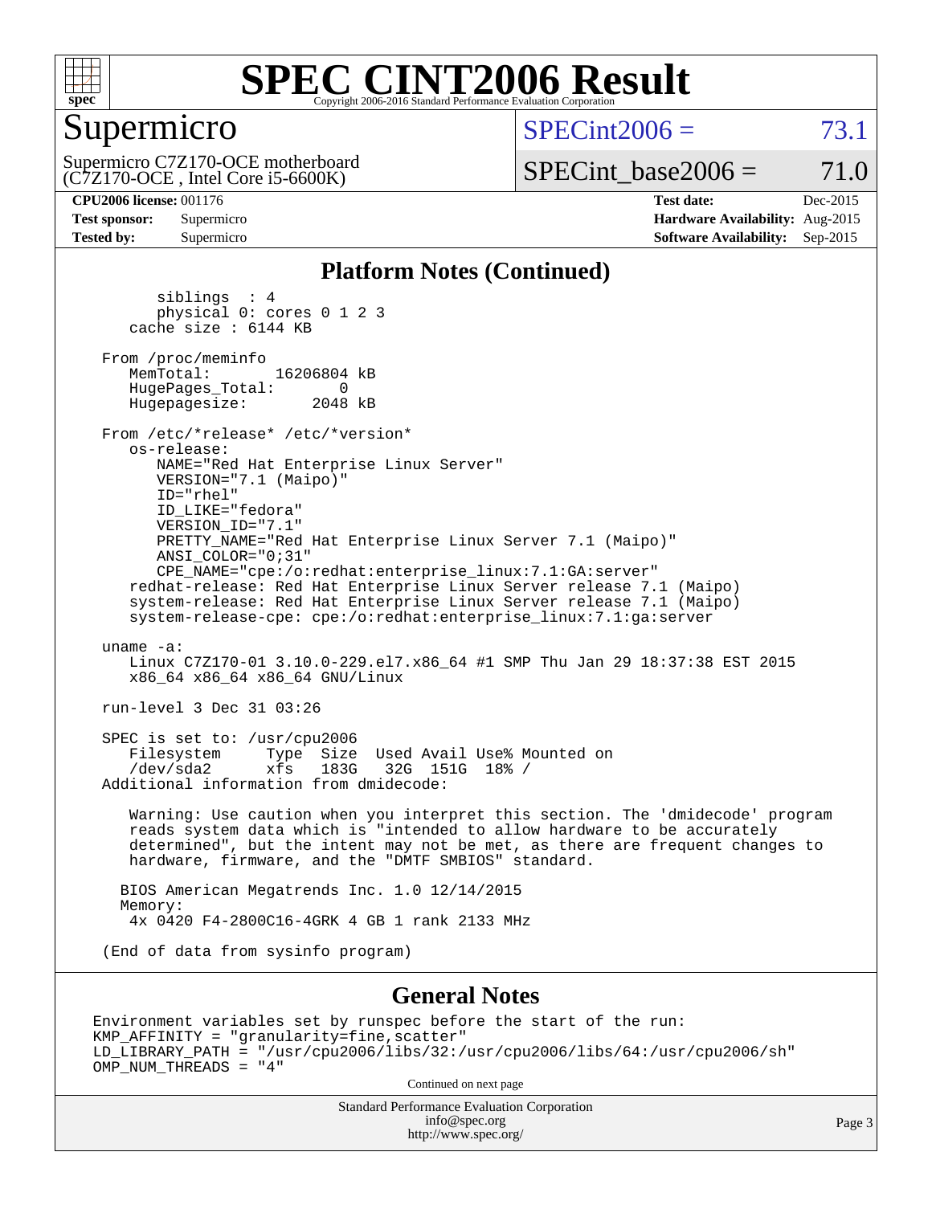# SPEC CINT2006 Result

Copyright 2006-2016 Standard Performance Evaluation Corporation

## Supermicro

Supermicro C7Z170-OCE motherboard (C7Z170-OCE , Intel Core i5-6600K)

SPECint2006 = 73.1

SPECint_base2006 = 71.0

| | | | |
|---|---|---|---|
| **CPU2006 license:** 001176 | | **Test date:** | Dec-2015 |
| **Test sponsor:** | Supermicro | **Hardware Availability:** | Aug-2015 |
| **Tested by:** | Supermicro | **Software Availability:** | Sep-2015 |

## Platform Notes (Continued)

```
        siblings  : 4
        physical 0: cores 0 1 2 3
     cache size : 6144 KB

  From /proc/meminfo
     MemTotal:       16206804 kB
     HugePages_Total:       0
     Hugepagesize:       2048 kB

  From /etc/*release* /etc/*version*
     os-release:
        NAME="Red Hat Enterprise Linux Server"
        VERSION="7.1 (Maipo)"
        ID="rhel"
        ID_LIKE="fedora"
        VERSION_ID="7.1"
        PRETTY_NAME="Red Hat Enterprise Linux Server 7.1 (Maipo)"
        ANSI_COLOR="0;31"
        CPE_NAME="cpe:/o:redhat:enterprise_linux:7.1:GA:server"
     redhat-release: Red Hat Enterprise Linux Server release 7.1 (Maipo)
     system-release: Red Hat Enterprise Linux Server release 7.1 (Maipo)
     system-release-cpe: cpe:/o:redhat:enterprise_linux:7.1:ga:server

  uname -a:
     Linux C7Z170-01 3.10.0-229.el7.x86_64 #1 SMP Thu Jan 29 18:37:38 EST 2015
     x86_64 x86_64 x86_64 GNU/Linux

  run-level 3 Dec 31 03:26

  SPEC is set to: /usr/cpu2006
     Filesystem     Type  Size  Used Avail Use% Mounted on
     /dev/sda2      xfs   183G   32G  151G  18% /
  Additional information from dmidecode:

     Warning: Use caution when you interpret this section. The 'dmidecode' program
     reads system data which is "intended to allow hardware to be accurately
     determined", but the intent may not be met, as there are frequent changes to
     hardware, firmware, and the "DMTF SMBIOS" standard.

    BIOS American Megatrends Inc. 1.0 12/14/2015
    Memory:
     4x 0420 F4-2800C16-4GRK 4 GB 1 rank 2133 MHz

  (End of data from sysinfo program)
```

## General Notes

```
Environment variables set by runspec before the start of the run:
KMP_AFFINITY = "granularity=fine,scatter"
LD_LIBRARY_PATH = "/usr/cpu2006/libs/32:/usr/cpu2006/libs/64:/usr/cpu2006/sh"
OMP_NUM_THREADS = "4"
```

Continued on next page

Standard Performance Evaluation Corporation
info@spec.org
http://www.spec.org/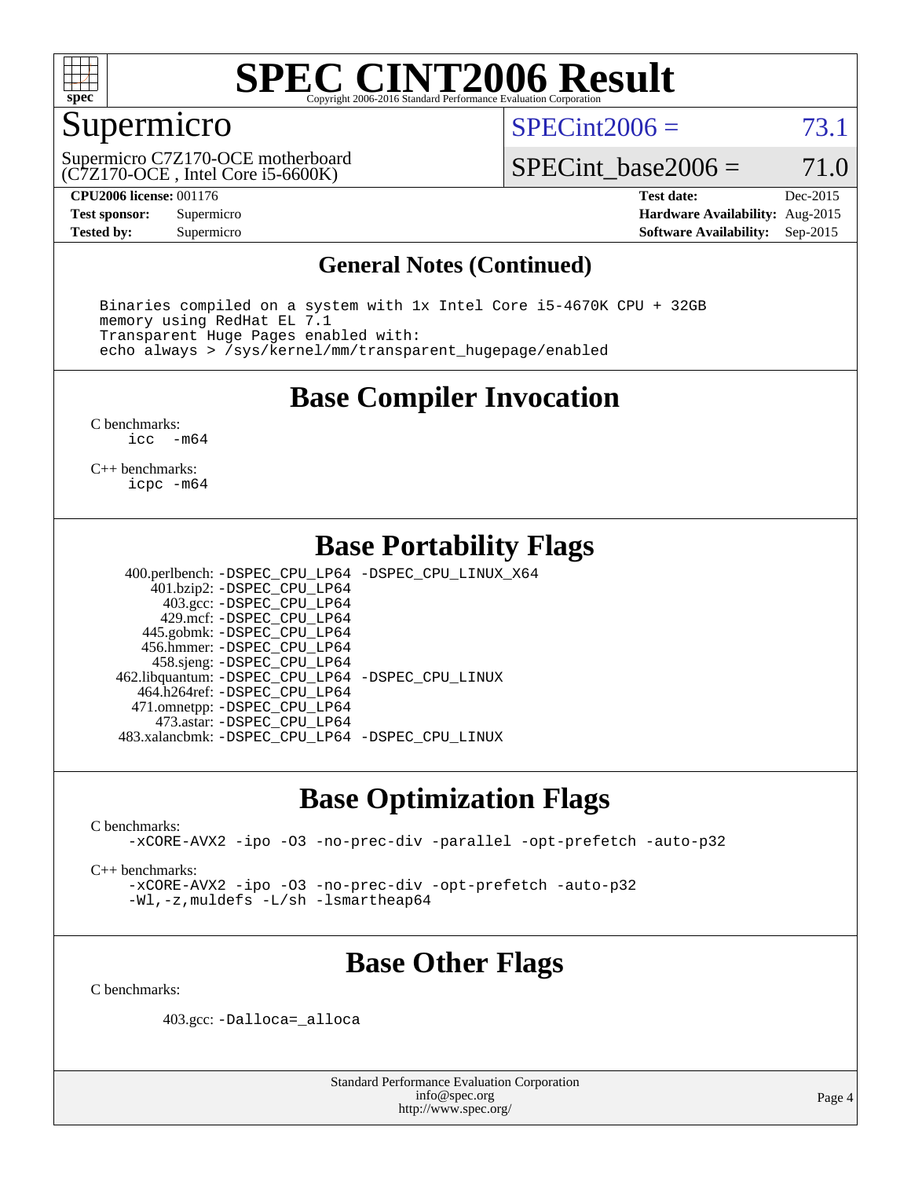# SPEC CINT2006 Result

Copyright 2006-2016 Standard Performance Evaluation Corporation

## Supermicro

Supermicro C7Z170-OCE motherboard
(C7Z170-OCE , Intel Core i5-6600K)

SPECint2006 = 73.1

SPECint_base2006 = 71.0

**CPU2006 license:** 001176
**Test sponsor:** Supermicro
**Tested by:** Supermicro

**Test date:** Dec-2015
**Hardware Availability:** Aug-2015
**Software Availability:** Sep-2015

## General Notes (Continued)

```
Binaries compiled on a system with 1x Intel Core i5-4670K CPU + 32GB
memory using RedHat EL 7.1
Transparent Huge Pages enabled with:
echo always > /sys/kernel/mm/transparent_hugepage/enabled
```

## Base Compiler Invocation

C benchmarks:
```
icc  -m64
```

C++ benchmarks:
```
icpc -m64
```

## Base Portability Flags

| | |
|---|---|
| 400.perlbench: | -DSPEC_CPU_LP64 -DSPEC_CPU_LINUX_X64 |
| 401.bzip2: | -DSPEC_CPU_LP64 |
| 403.gcc: | -DSPEC_CPU_LP64 |
| 429.mcf: | -DSPEC_CPU_LP64 |
| 445.gobmk: | -DSPEC_CPU_LP64 |
| 456.hmmer: | -DSPEC_CPU_LP64 |
| 458.sjeng: | -DSPEC_CPU_LP64 |
| 462.libquantum: | -DSPEC_CPU_LP64 -DSPEC_CPU_LINUX |
| 464.h264ref: | -DSPEC_CPU_LP64 |
| 471.omnetpp: | -DSPEC_CPU_LP64 |
| 473.astar: | -DSPEC_CPU_LP64 |
| 483.xalancbmk: | -DSPEC_CPU_LP64 -DSPEC_CPU_LINUX |

## Base Optimization Flags

C benchmarks:
```
-xCORE-AVX2 -ipo -O3 -no-prec-div -parallel -opt-prefetch -auto-p32
```

C++ benchmarks:
```
-xCORE-AVX2 -ipo -O3 -no-prec-div -opt-prefetch -auto-p32
-Wl,-z,muldefs -L/sh -lsmartheap64
```

## Base Other Flags

C benchmarks:

403.gcc: `-Dalloca=_alloca`

Standard Performance Evaluation Corporation
info@spec.org
http://www.spec.org/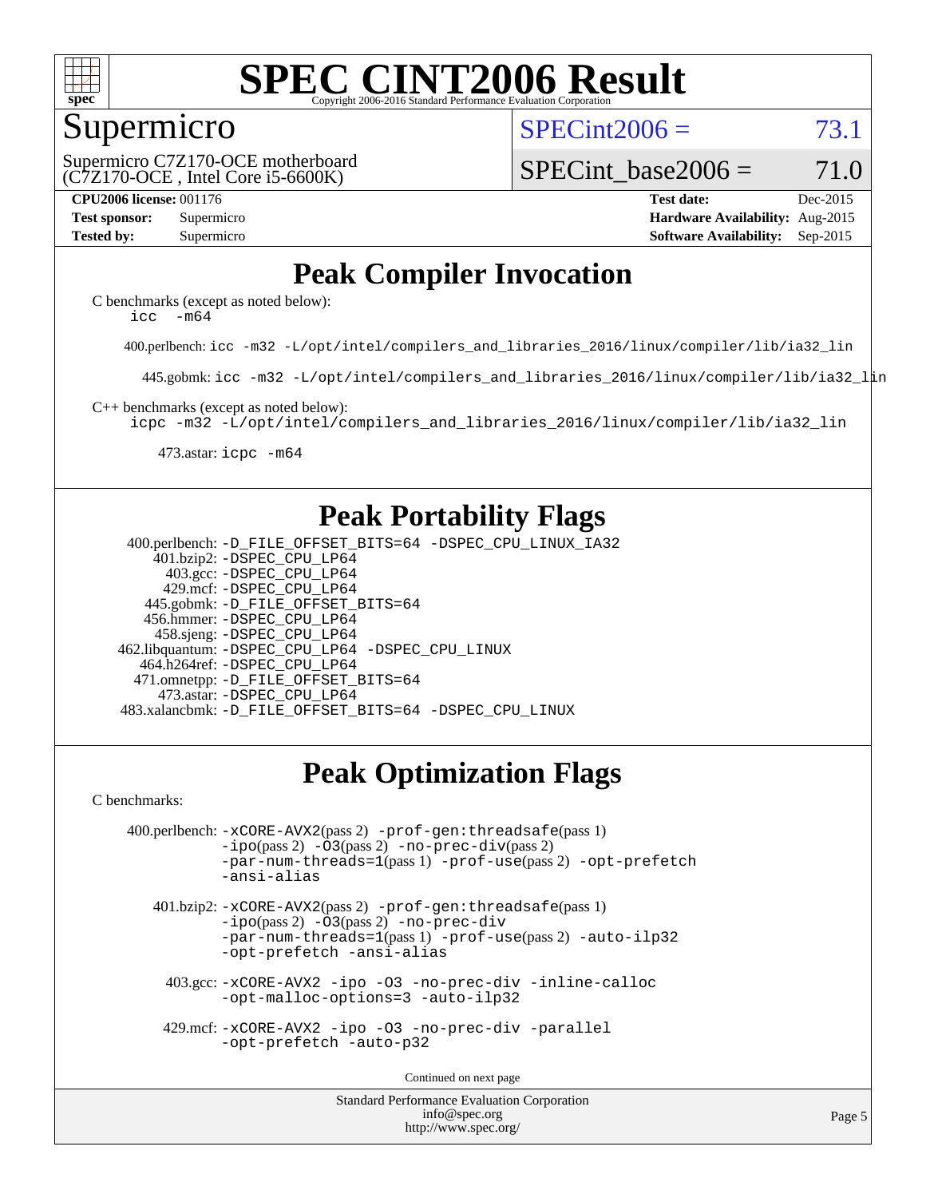# SPEC CINT2006 Result

Copyright 2006-2016 Standard Performance Evaluation Corporation

## Supermicro

Supermicro C7Z170-OCE motherboard
(C7Z170-OCE , Intel Core i5-6600K)

SPECint2006 = 73.1

SPECint_base2006 = 71.0

| | | | |
|---|---|---|---|
| **CPU2006 license:** 001176 | | **Test date:** | Dec-2015 |
| **Test sponsor:** | Supermicro | **Hardware Availability:** | Aug-2015 |
| **Tested by:** | Supermicro | **Software Availability:** | Sep-2015 |

## Peak Compiler Invocation

C benchmarks (except as noted below):
`icc -m64`

400.perlbench: `icc -m32 -L/opt/intel/compilers_and_libraries_2016/linux/compiler/lib/ia32_lin`

445.gobmk: `icc -m32 -L/opt/intel/compilers_and_libraries_2016/linux/compiler/lib/ia32_lin`

C++ benchmarks (except as noted below):
`icpc -m32 -L/opt/intel/compilers_and_libraries_2016/linux/compiler/lib/ia32_lin`

473.astar: `icpc -m64`

## Peak Portability Flags

400.perlbench: `-D_FILE_OFFSET_BITS=64 -DSPEC_CPU_LINUX_IA32`
401.bzip2: `-DSPEC_CPU_LP64`
403.gcc: `-DSPEC_CPU_LP64`
429.mcf: `-DSPEC_CPU_LP64`
445.gobmk: `-D_FILE_OFFSET_BITS=64`
456.hmmer: `-DSPEC_CPU_LP64`
458.sjeng: `-DSPEC_CPU_LP64`
462.libquantum: `-DSPEC_CPU_LP64 -DSPEC_CPU_LINUX`
464.h264ref: `-DSPEC_CPU_LP64`
471.omnetpp: `-D_FILE_OFFSET_BITS=64`
473.astar: `-DSPEC_CPU_LP64`
483.xalancbmk: `-D_FILE_OFFSET_BITS=64 -DSPEC_CPU_LINUX`

## Peak Optimization Flags

C benchmarks:

400.perlbench: `-xCORE-AVX2`(pass 2) `-prof-gen:threadsafe`(pass 1) `-ipo`(pass 2) `-O3`(pass 2) `-no-prec-div`(pass 2) `-par-num-threads=1`(pass 1) `-prof-use`(pass 2) `-opt-prefetch` `-ansi-alias`

401.bzip2: `-xCORE-AVX2`(pass 2) `-prof-gen:threadsafe`(pass 1) `-ipo`(pass 2) `-O3`(pass 2) `-no-prec-div` `-par-num-threads=1`(pass 1) `-prof-use`(pass 2) `-auto-ilp32` `-opt-prefetch -ansi-alias`

403.gcc: `-xCORE-AVX2 -ipo -O3 -no-prec-div -inline-calloc -opt-malloc-options=3 -auto-ilp32`

429.mcf: `-xCORE-AVX2 -ipo -O3 -no-prec-div -parallel -opt-prefetch -auto-p32`

Continued on next page

Standard Performance Evaluation Corporation
info@spec.org
http://www.spec.org/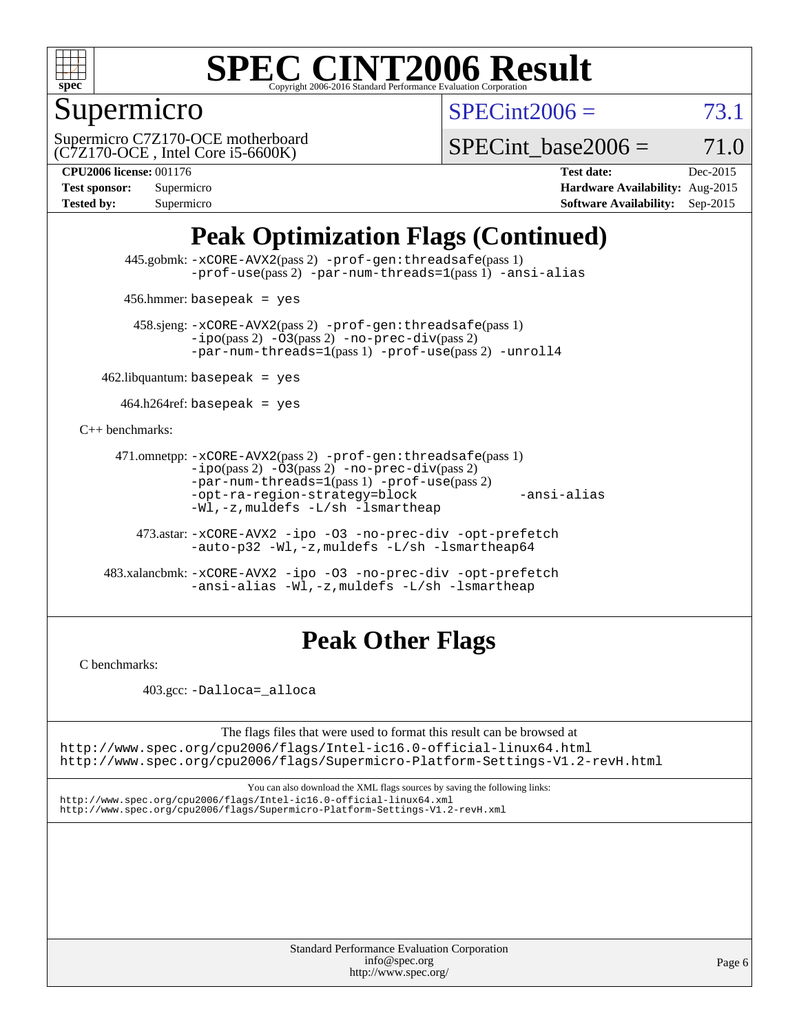# SPEC CINT2006 Result

Copyright 2006-2016 Standard Performance Evaluation Corporation

## Supermicro

Supermicro C7Z170-OCE motherboard
(C7Z170-OCE , Intel Core i5-6600K)

SPECint2006 = 73.1

SPECint_base2006 = 71.0

**CPU2006 license:** 001176
**Test sponsor:** Supermicro
**Tested by:** Supermicro

**Test date:** Dec-2015
**Hardware Availability:** Aug-2015
**Software Availability:** Sep-2015

## Peak Optimization Flags (Continued)

445.gobmk: `-xCORE-AVX2`(pass 2) `-prof-gen:threadsafe`(pass 1) `-prof-use`(pass 2) `-par-num-threads=1`(pass 1) `-ansi-alias`

456.hmmer: `basepeak = yes`

458.sjeng: `-xCORE-AVX2`(pass 2) `-prof-gen:threadsafe`(pass 1) `-ipo`(pass 2) `-O3`(pass 2) `-no-prec-div`(pass 2) `-par-num-threads=1`(pass 1) `-prof-use`(pass 2) `-unroll4`

462.libquantum: `basepeak = yes`

464.h264ref: `basepeak = yes`

C++ benchmarks:

471.omnetpp: `-xCORE-AVX2`(pass 2) `-prof-gen:threadsafe`(pass 1) `-ipo`(pass 2) `-O3`(pass 2) `-no-prec-div`(pass 2) `-par-num-threads=1`(pass 1) `-prof-use`(pass 2) `-opt-ra-region-strategy=block` `-ansi-alias` `-Wl,-z,muldefs` `-L/sh -lsmartheap`

473.astar: `-xCORE-AVX2 -ipo -O3 -no-prec-div -opt-prefetch -auto-p32 -Wl,-z,muldefs -L/sh -lsmartheap64`

483.xalancbmk: `-xCORE-AVX2 -ipo -O3 -no-prec-div -opt-prefetch -ansi-alias -Wl,-z,muldefs -L/sh -lsmartheap`

## Peak Other Flags

C benchmarks:

403.gcc: `-Dalloca=_alloca`

The flags files that were used to format this result can be browsed at
http://www.spec.org/cpu2006/flags/Intel-ic16.0-official-linux64.html
http://www.spec.org/cpu2006/flags/Supermicro-Platform-Settings-V1.2-revH.html

You can also download the XML flags sources by saving the following links:
http://www.spec.org/cpu2006/flags/Intel-ic16.0-official-linux64.xml
http://www.spec.org/cpu2006/flags/Supermicro-Platform-Settings-V1.2-revH.xml

Standard Performance Evaluation Corporation
info@spec.org
http://www.spec.org/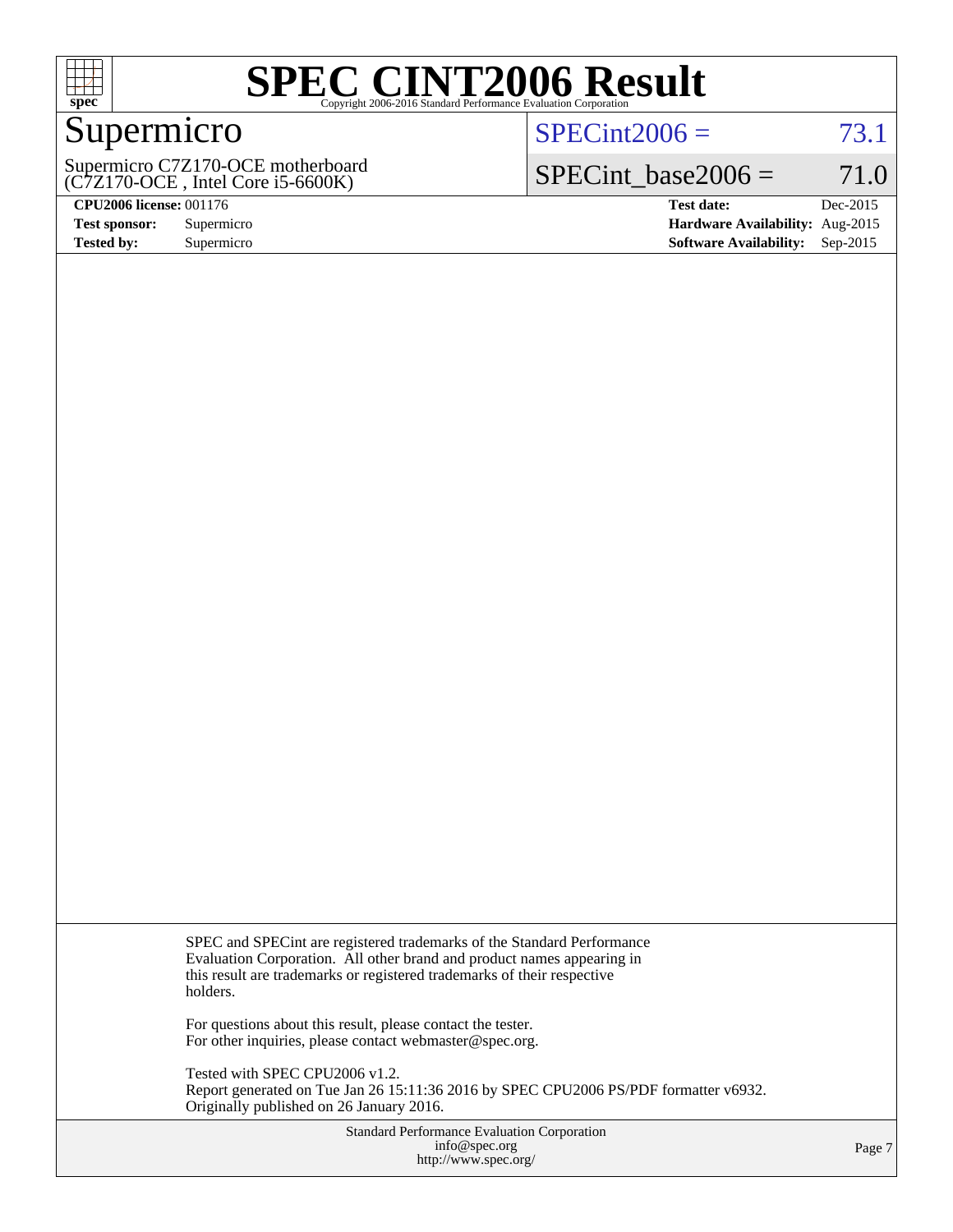# SPEC CINT2006 Result

Copyright 2006-2016 Standard Performance Evaluation Corporation

## Supermicro

Supermicro C7Z170-OCE motherboard
(C7Z170-OCE , Intel Core i5-6600K)

SPECint2006 = 73.1

SPECint_base2006 = 71.0

**CPU2006 license:** 001176
**Test sponsor:** Supermicro
**Tested by:** Supermicro

**Test date:** Dec-2015
**Hardware Availability:** Aug-2015
**Software Availability:** Sep-2015

SPEC and SPECint are registered trademarks of the Standard Performance Evaluation Corporation. All other brand and product names appearing in this result are trademarks or registered trademarks of their respective holders.

For questions about this result, please contact the tester.
For other inquiries, please contact webmaster@spec.org.

Tested with SPEC CPU2006 v1.2.
Report generated on Tue Jan 26 15:11:36 2016 by SPEC CPU2006 PS/PDF formatter v6932.
Originally published on 26 January 2016.

Standard Performance Evaluation Corporation
info@spec.org
http://www.spec.org/